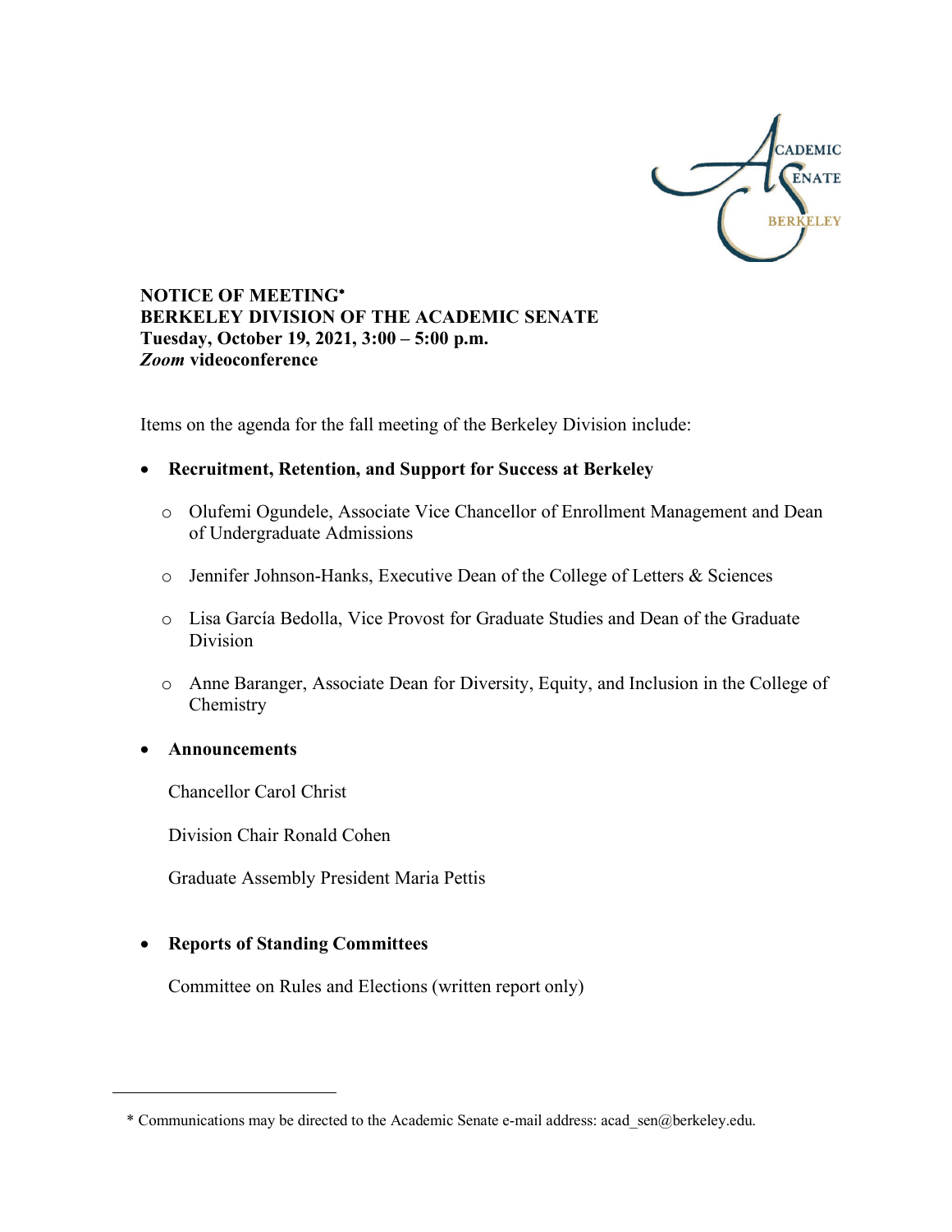**NOTICE OF MEETING\***
**BERKELEY DIVISION OF THE ACADEMIC SENATE**
**Tuesday, October 19, 2021, 3:00 – 5:00 p.m.**
***Zoom* videoconference**

Items on the agenda for the fall meeting of the Berkeley Division include:

- **Recruitment, Retention, and Support for Success at Berkeley**
  - Olufemi Ogundele, Associate Vice Chancellor of Enrollment Management and Dean of Undergraduate Admissions
  - Jennifer Johnson-Hanks, Executive Dean of the College of Letters & Sciences
  - Lisa García Bedolla, Vice Provost for Graduate Studies and Dean of the Graduate Division
  - Anne Baranger, Associate Dean for Diversity, Equity, and Inclusion in the College of Chemistry

- **Announcements**

  Chancellor Carol Christ

  Division Chair Ronald Cohen

  Graduate Assembly President Maria Pettis

- **Reports of Standing Committees**

  Committee on Rules and Elections (written report only)

---

\* Communications may be directed to the Academic Senate e-mail address: acad_sen@berkeley.edu.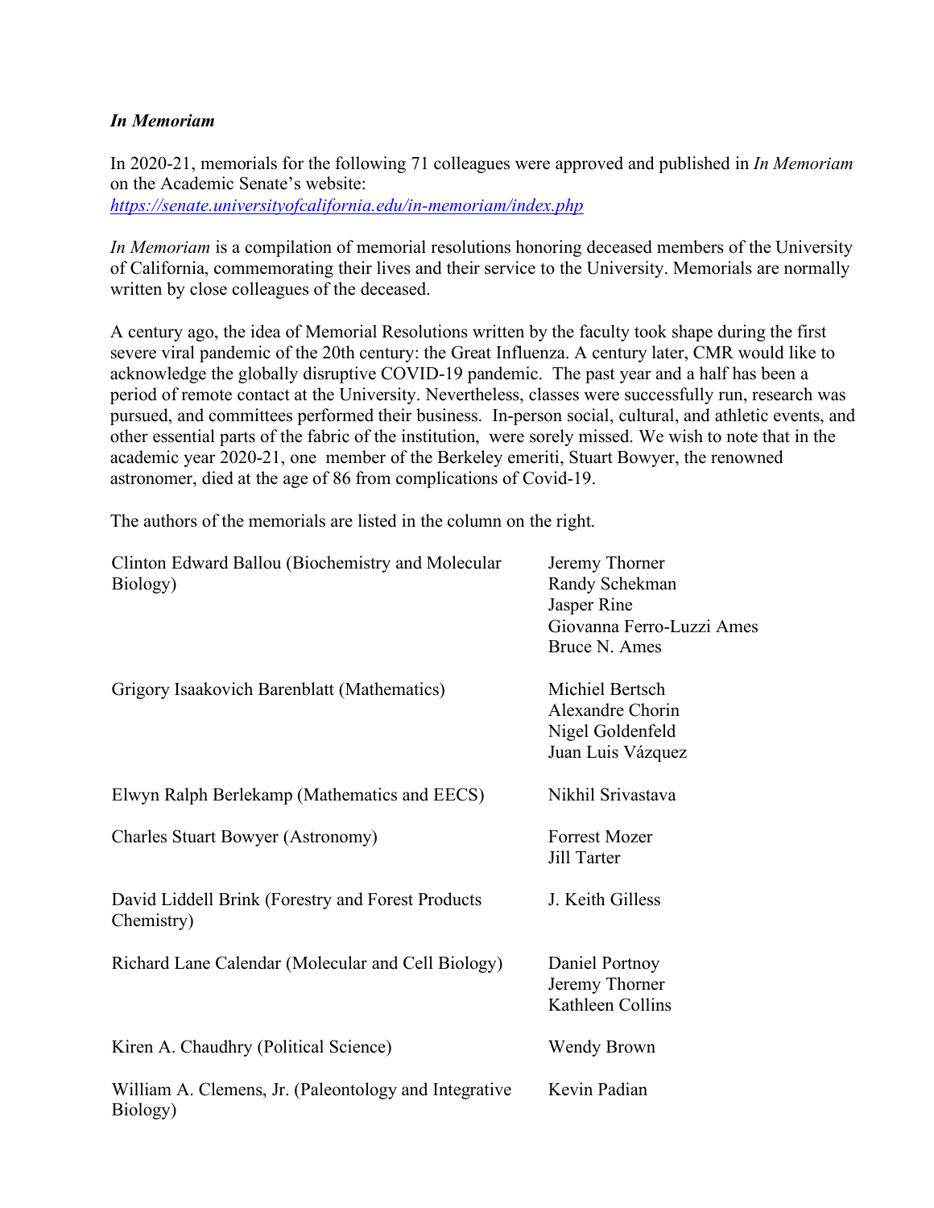***In Memoriam***

In 2020-21, memorials for the following 71 colleagues were approved and published in *In Memoriam* on the Academic Senate's website: *https://senate.universityofcalifornia.edu/in-memoriam/index.php*

*In Memoriam* is a compilation of memorial resolutions honoring deceased members of the University of California, commemorating their lives and their service to the University. Memorials are normally written by close colleagues of the deceased.

A century ago, the idea of Memorial Resolutions written by the faculty took shape during the first severe viral pandemic of the 20th century: the Great Influenza. A century later, CMR would like to acknowledge the globally disruptive COVID-19 pandemic. The past year and a half has been a period of remote contact at the University. Nevertheless, classes were successfully run, research was pursued, and committees performed their business. In-person social, cultural, and athletic events, and other essential parts of the fabric of the institution, were sorely missed. We wish to note that in the academic year 2020-21, one member of the Berkeley emeriti, Stuart Bowyer, the renowned astronomer, died at the age of 86 from complications of Covid-19.

The authors of the memorials are listed in the column on the right.

| | |
|---|---|
| Clinton Edward Ballou (Biochemistry and Molecular Biology) | Jeremy Thorner<br>Randy Schekman<br>Jasper Rine<br>Giovanna Ferro-Luzzi Ames<br>Bruce N. Ames |
| Grigory Isaakovich Barenblatt (Mathematics) | Michiel Bertsch<br>Alexandre Chorin<br>Nigel Goldenfeld<br>Juan Luis Vázquez |
| Elwyn Ralph Berlekamp (Mathematics and EECS) | Nikhil Srivastava |
| Charles Stuart Bowyer (Astronomy) | Forrest Mozer<br>Jill Tarter |
| David Liddell Brink (Forestry and Forest Products Chemistry) | J. Keith Gilless |
| Richard Lane Calendar (Molecular and Cell Biology) | Daniel Portnoy<br>Jeremy Thorner<br>Kathleen Collins |
| Kiren A. Chaudhry (Political Science) | Wendy Brown |
| William A. Clemens, Jr. (Paleontology and Integrative Biology) | Kevin Padian |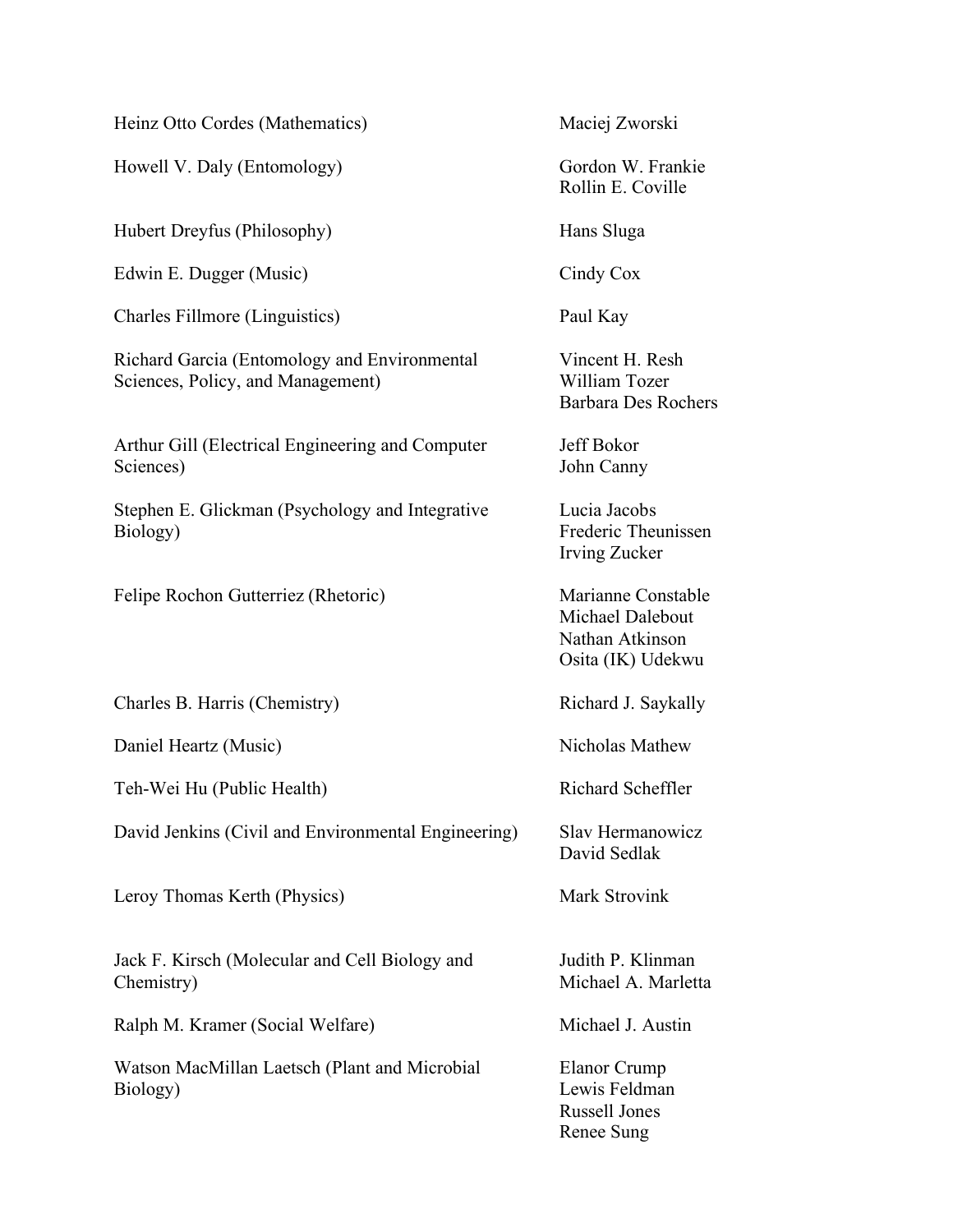| | |
|---|---|
| Heinz Otto Cordes (Mathematics) | Maciej Zworski |
| Howell V. Daly (Entomology) | Gordon W. Frankie<br>Rollin E. Coville |
| Hubert Dreyfus (Philosophy) | Hans Sluga |
| Edwin E. Dugger (Music) | Cindy Cox |
| Charles Fillmore (Linguistics) | Paul Kay |
| Richard Garcia (Entomology and Environmental Sciences, Policy, and Management) | Vincent H. Resh<br>William Tozer<br>Barbara Des Rochers |
| Arthur Gill (Electrical Engineering and Computer Sciences) | Jeff Bokor<br>John Canny |
| Stephen E. Glickman (Psychology and Integrative Biology) | Lucia Jacobs<br>Frederic Theunissen<br>Irving Zucker |
| Felipe Rochon Gutterriez (Rhetoric) | Marianne Constable<br>Michael Dalebout<br>Nathan Atkinson<br>Osita (IK) Udekwu |
| Charles B. Harris (Chemistry) | Richard J. Saykally |
| Daniel Heartz (Music) | Nicholas Mathew |
| Teh-Wei Hu (Public Health) | Richard Scheffler |
| David Jenkins (Civil and Environmental Engineering) | Slav Hermanowicz<br>David Sedlak |
| Leroy Thomas Kerth (Physics) | Mark Strovink |
| Jack F. Kirsch (Molecular and Cell Biology and Chemistry) | Judith P. Klinman<br>Michael A. Marletta |
| Ralph M. Kramer (Social Welfare) | Michael J. Austin |
| Watson MacMillan Laetsch (Plant and Microbial Biology) | Elanor Crump<br>Lewis Feldman<br>Russell Jones<br>Renee Sung |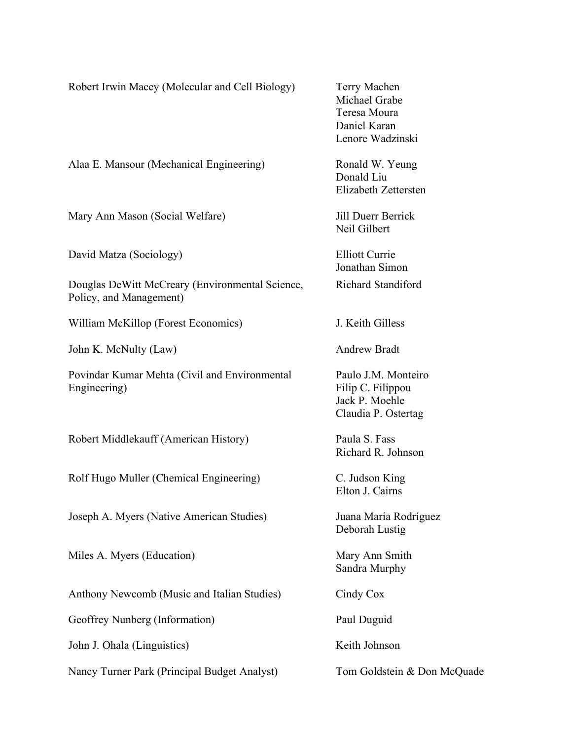| | |
|---|---|
| Robert Irwin Macey (Molecular and Cell Biology) | Terry Machen<br>Michael Grabe<br>Teresa Moura<br>Daniel Karan<br>Lenore Wadzinski |
| Alaa E. Mansour (Mechanical Engineering) | Ronald W. Yeung<br>Donald Liu<br>Elizabeth Zettersten |
| Mary Ann Mason (Social Welfare) | Jill Duerr Berrick<br>Neil Gilbert |
| David Matza (Sociology) | Elliott Currie<br>Jonathan Simon |
| Douglas DeWitt McCreary (Environmental Science, Policy, and Management) | Richard Standiford |
| William McKillop (Forest Economics) | J. Keith Gilless |
| John K. McNulty (Law) | Andrew Bradt |
| Povindar Kumar Mehta (Civil and Environmental Engineering) | Paulo J.M. Monteiro<br>Filip C. Filippou<br>Jack P. Moehle<br>Claudia P. Ostertag |
| Robert Middlekauff (American History) | Paula S. Fass<br>Richard R. Johnson |
| Rolf Hugo Muller (Chemical Engineering) | C. Judson King<br>Elton J. Cairns |
| Joseph A. Myers (Native American Studies) | Juana María Rodríguez<br>Deborah Lustig |
| Miles A. Myers (Education) | Mary Ann Smith<br>Sandra Murphy |
| Anthony Newcomb (Music and Italian Studies) | Cindy Cox |
| Geoffrey Nunberg (Information) | Paul Duguid |
| John J. Ohala (Linguistics) | Keith Johnson |
| Nancy Turner Park (Principal Budget Analyst) | Tom Goldstein & Don McQuade |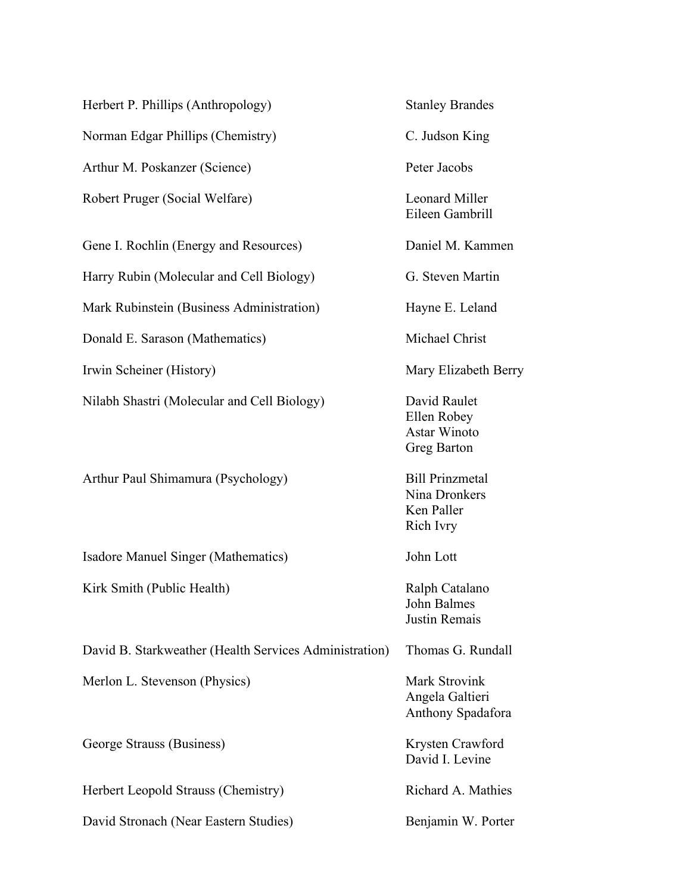| | |
|---|---|
| Herbert P. Phillips (Anthropology) | Stanley Brandes |
| Norman Edgar Phillips (Chemistry) | C. Judson King |
| Arthur M. Poskanzer (Science) | Peter Jacobs |
| Robert Pruger (Social Welfare) | Leonard Miller<br>Eileen Gambrill |
| Gene I. Rochlin (Energy and Resources) | Daniel M. Kammen |
| Harry Rubin (Molecular and Cell Biology) | G. Steven Martin |
| Mark Rubinstein (Business Administration) | Hayne E. Leland |
| Donald E. Sarason (Mathematics) | Michael Christ |
| Irwin Scheiner (History) | Mary Elizabeth Berry |
| Nilabh Shastri (Molecular and Cell Biology) | David Raulet<br>Ellen Robey<br>Astar Winoto<br>Greg Barton |
| Arthur Paul Shimamura (Psychology) | Bill Prinzmetal<br>Nina Dronkers<br>Ken Paller<br>Rich Ivry |
| Isadore Manuel Singer (Mathematics) | John Lott |
| Kirk Smith (Public Health) | Ralph Catalano<br>John Balmes<br>Justin Remais |
| David B. Starkweather (Health Services Administration) | Thomas G. Rundall |
| Merlon L. Stevenson (Physics) | Mark Strovink<br>Angela Galtieri<br>Anthony Spadafora |
| George Strauss (Business) | Krysten Crawford<br>David I. Levine |
| Herbert Leopold Strauss (Chemistry) | Richard A. Mathies |
| David Stronach (Near Eastern Studies) | Benjamin W. Porter |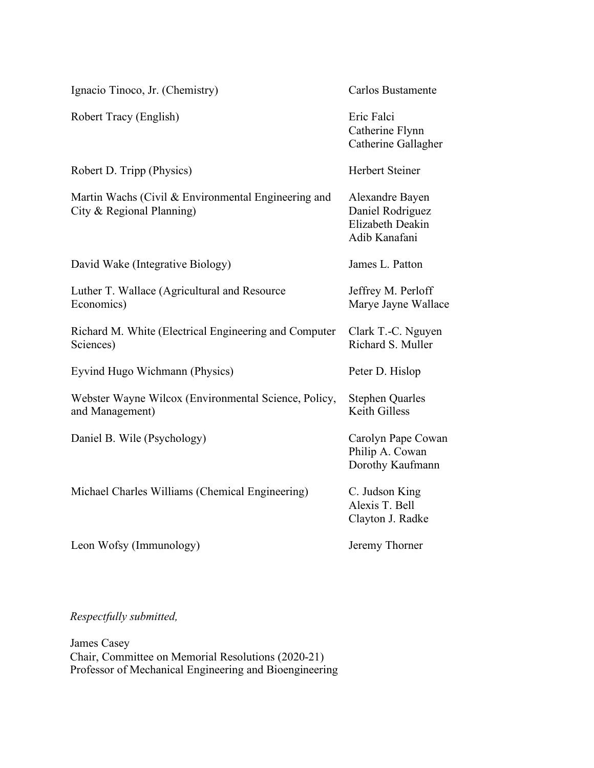| | |
|---|---|
| Ignacio Tinoco, Jr. (Chemistry) | Carlos Bustamante |
| Robert Tracy (English) | Eric Falci<br>Catherine Flynn<br>Catherine Gallagher |
| Robert D. Tripp (Physics) | Herbert Steiner |
| Martin Wachs (Civil & Environmental Engineering and City & Regional Planning) | Alexandre Bayen<br>Daniel Rodriguez<br>Elizabeth Deakin<br>Adib Kanafani |
| David Wake (Integrative Biology) | James L. Patton |
| Luther T. Wallace (Agricultural and Resource Economics) | Jeffrey M. Perloff<br>Marye Jayne Wallace |
| Richard M. White (Electrical Engineering and Computer Sciences) | Clark T.-C. Nguyen<br>Richard S. Muller |
| Eyvind Hugo Wichmann (Physics) | Peter D. Hislop |
| Webster Wayne Wilcox (Environmental Science, Policy, and Management) | Stephen Quarles<br>Keith Gilless |
| Daniel B. Wile (Psychology) | Carolyn Pape Cowan<br>Philip A. Cowan<br>Dorothy Kaufmann |
| Michael Charles Williams (Chemical Engineering) | C. Judson King<br>Alexis T. Bell<br>Clayton J. Radke |
| Leon Wofsy (Immunology) | Jeremy Thorner |

*Respectfully submitted,*

James Casey
Chair, Committee on Memorial Resolutions (2020-21)
Professor of Mechanical Engineering and Bioengineering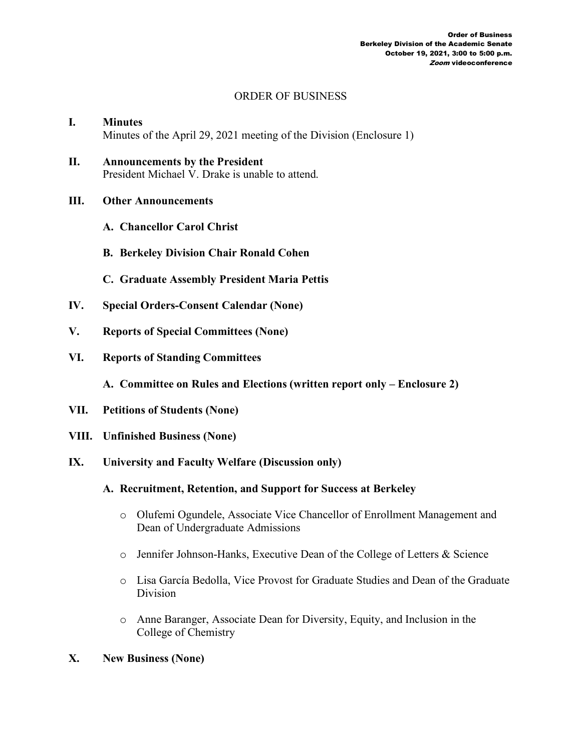**Order of Business**
**Berkeley Division of the Academic Senate**
**October 19, 2021, 3:00 to 5:00 p.m.**
***Zoom* videoconference**

# ORDER OF BUSINESS

**I. Minutes**
Minutes of the April 29, 2021 meeting of the Division (Enclosure 1)

**II. Announcements by the President**
President Michael V. Drake is unable to attend.

**III. Other Announcements**

**A. Chancellor Carol Christ**

**B. Berkeley Division Chair Ronald Cohen**

**C. Graduate Assembly President Maria Pettis**

**IV. Special Orders-Consent Calendar (None)**

**V. Reports of Special Committees (None)**

**VI. Reports of Standing Committees**

**A. Committee on Rules and Elections (written report only – Enclosure 2)**

**VII. Petitions of Students (None)**

**VIII. Unfinished Business (None)**

**IX. University and Faculty Welfare (Discussion only)**

**A. Recruitment, Retention, and Support for Success at Berkeley**

- Olufemi Ogundele, Associate Vice Chancellor of Enrollment Management and Dean of Undergraduate Admissions
- Jennifer Johnson-Hanks, Executive Dean of the College of Letters & Science
- Lisa García Bedolla, Vice Provost for Graduate Studies and Dean of the Graduate Division
- Anne Baranger, Associate Dean for Diversity, Equity, and Inclusion in the College of Chemistry

**X. New Business (None)**